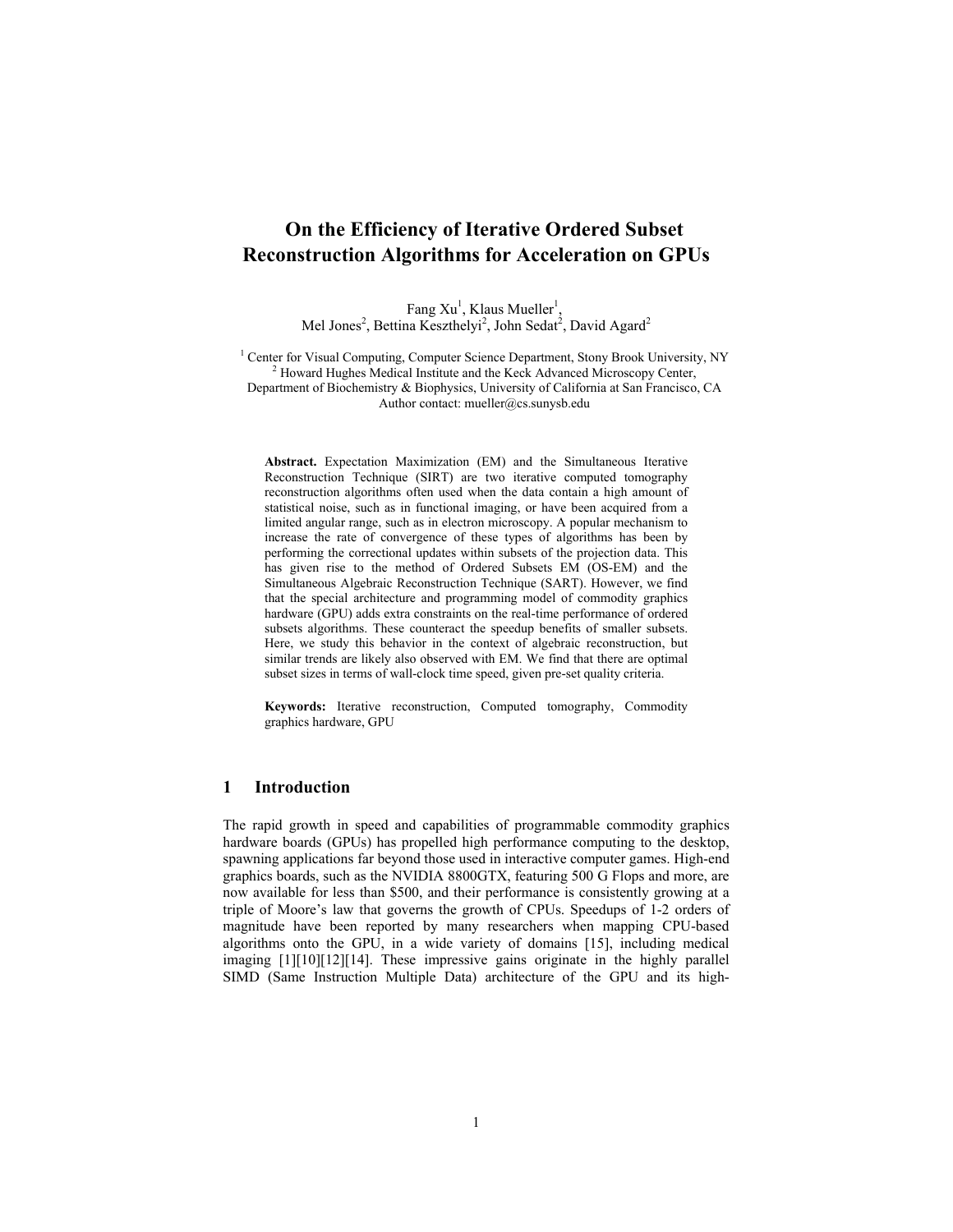# On the Efficiency of Iterative Ordered Subset Reconstruction Algorithms for Acceleration on GPUs

Fang Xu[1], Klaus Mueller[1], Mel Jones[2], Bettina Keszthelyi[2], John Sedat[2], David Agard[2]

[1] Center for Visual Computing, Computer Science Department, Stony Brook University, NY
[2] Howard Hughes Medical Institute and the Keck Advanced Microscopy Center, Department of Biochemistry & Biophysics, University of California at San Francisco, CA
Author contact: mueller@cs.sunysb.edu

**Abstract.** Expectation Maximization (EM) and the Simultaneous Iterative Reconstruction Technique (SIRT) are two iterative computed tomography reconstruction algorithms often used when the data contain a high amount of statistical noise, such as in functional imaging, or have been acquired from a limited angular range, such as in electron microscopy. A popular mechanism to increase the rate of convergence of these types of algorithms has been by performing the correctional updates within subsets of the projection data. This has given rise to the method of Ordered Subsets EM (OS-EM) and the Simultaneous Algebraic Reconstruction Technique (SART). However, we find that the special architecture and programming model of commodity graphics hardware (GPU) adds extra constraints on the real-time performance of ordered subsets algorithms. These counteract the speedup benefits of smaller subsets. Here, we study this behavior in the context of algebraic reconstruction, but similar trends are likely also observed with EM. We find that there are optimal subset sizes in terms of wall-clock time speed, given pre-set quality criteria.

**Keywords:** Iterative reconstruction, Computed tomography, Commodity graphics hardware, GPU

## 1 Introduction

The rapid growth in speed and capabilities of programmable commodity graphics hardware boards (GPUs) has propelled high performance computing to the desktop, spawning applications far beyond those used in interactive computer games. High-end graphics boards, such as the NVIDIA 8800GTX, featuring 500 G Flops and more, are now available for less than $500, and their performance is consistently growing at a triple of Moore's law that governs the growth of CPUs. Speedups of 1-2 orders of magnitude have been reported by many researchers when mapping CPU-based algorithms onto the GPU, in a wide variety of domains [15], including medical imaging [1][10][12][14]. These impressive gains originate in the highly parallel SIMD (Same Instruction Multiple Data) architecture of the GPU and its high-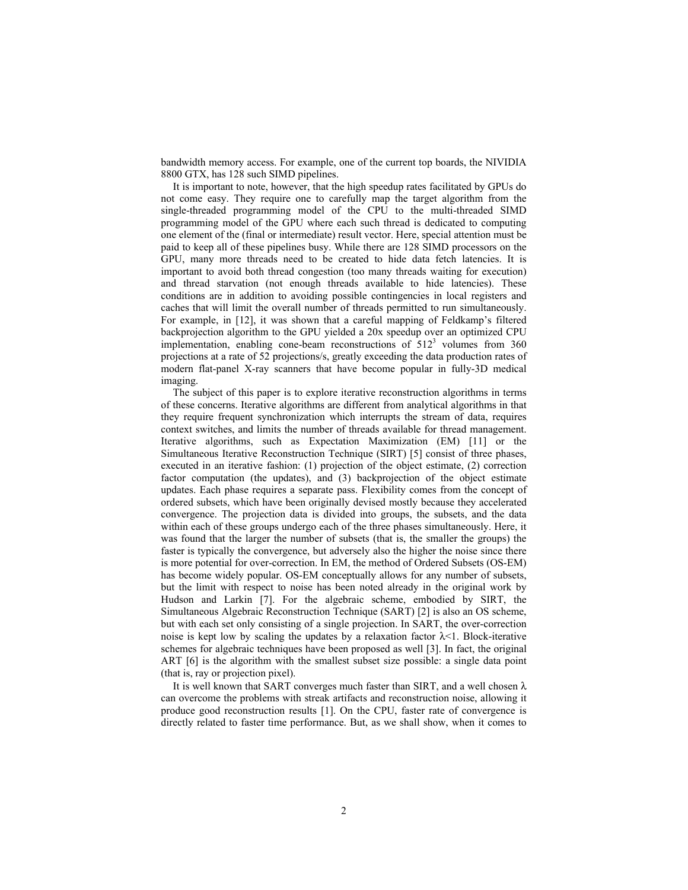bandwidth memory access. For example, one of the current top boards, the NIVIDIA 8800 GTX, has 128 such SIMD pipelines.

It is important to note, however, that the high speedup rates facilitated by GPUs do not come easy. They require one to carefully map the target algorithm from the single-threaded programming model of the CPU to the multi-threaded SIMD programming model of the GPU where each such thread is dedicated to computing one element of the (final or intermediate) result vector. Here, special attention must be paid to keep all of these pipelines busy. While there are 128 SIMD processors on the GPU, many more threads need to be created to hide data fetch latencies. It is important to avoid both thread congestion (too many threads waiting for execution) and thread starvation (not enough threads available to hide latencies). These conditions are in addition to avoiding possible contingencies in local registers and caches that will limit the overall number of threads permitted to run simultaneously. For example, in [12], it was shown that a careful mapping of Feldkamp's filtered backprojection algorithm to the GPU yielded a 20x speedup over an optimized CPU implementation, enabling cone-beam reconstructions of $512^3$ volumes from 360 projections at a rate of 52 projections/s, greatly exceeding the data production rates of modern flat-panel X-ray scanners that have become popular in fully-3D medical imaging.

The subject of this paper is to explore iterative reconstruction algorithms in terms of these concerns. Iterative algorithms are different from analytical algorithms in that they require frequent synchronization which interrupts the stream of data, requires context switches, and limits the number of threads available for thread management. Iterative algorithms, such as Expectation Maximization (EM) [11] or the Simultaneous Iterative Reconstruction Technique (SIRT) [5] consist of three phases, executed in an iterative fashion: (1) projection of the object estimate, (2) correction factor computation (the updates), and (3) backprojection of the object estimate updates. Each phase requires a separate pass. Flexibility comes from the concept of ordered subsets, which have been originally devised mostly because they accelerated convergence. The projection data is divided into groups, the subsets, and the data within each of these groups undergo each of the three phases simultaneously. Here, it was found that the larger the number of subsets (that is, the smaller the groups) the faster is typically the convergence, but adversely also the higher the noise since there is more potential for over-correction. In EM, the method of Ordered Subsets (OS-EM) has become widely popular. OS-EM conceptually allows for any number of subsets, but the limit with respect to noise has been noted already in the original work by Hudson and Larkin [7]. For the algebraic scheme, embodied by SIRT, the Simultaneous Algebraic Reconstruction Technique (SART) [2] is also an OS scheme, but with each set only consisting of a single projection. In SART, the over-correction noise is kept low by scaling the updates by a relaxation factor $\lambda<1$. Block-iterative schemes for algebraic techniques have been proposed as well [3]. In fact, the original ART [6] is the algorithm with the smallest subset size possible: a single data point (that is, ray or projection pixel).

It is well known that SART converges much faster than SIRT, and a well chosen $\lambda$ can overcome the problems with streak artifacts and reconstruction noise, allowing it produce good reconstruction results [1]. On the CPU, faster rate of convergence is directly related to faster time performance. But, as we shall show, when it comes to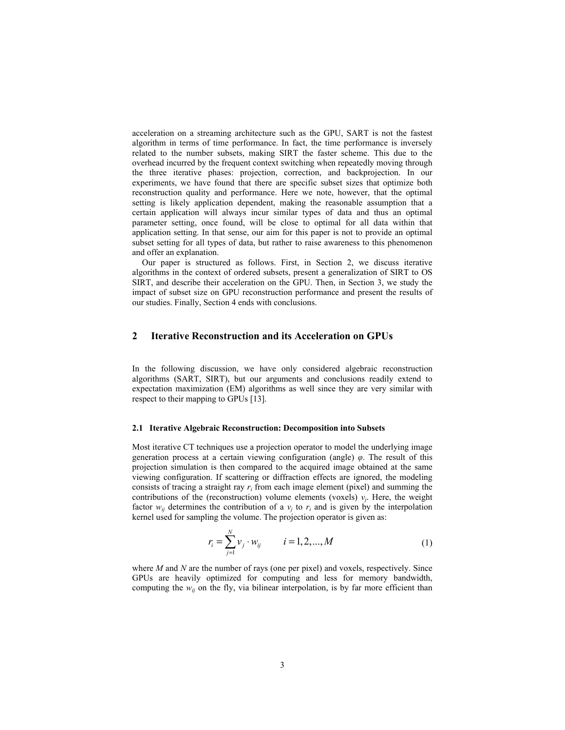acceleration on a streaming architecture such as the GPU, SART is not the fastest algorithm in terms of time performance. In fact, the time performance is inversely related to the number subsets, making SIRT the faster scheme. This due to the overhead incurred by the frequent context switching when repeatedly moving through the three iterative phases: projection, correction, and backprojection. In our experiments, we have found that there are specific subset sizes that optimize both reconstruction quality and performance. Here we note, however, that the optimal setting is likely application dependent, making the reasonable assumption that a certain application will always incur similar types of data and thus an optimal parameter setting, once found, will be close to optimal for all data within that application setting. In that sense, our aim for this paper is not to provide an optimal subset setting for all types of data, but rather to raise awareness to this phenomenon and offer an explanation.

Our paper is structured as follows. First, in Section 2, we discuss iterative algorithms in the context of ordered subsets, present a generalization of SIRT to OS SIRT, and describe their acceleration on the GPU. Then, in Section 3, we study the impact of subset size on GPU reconstruction performance and present the results of our studies. Finally, Section 4 ends with conclusions.

## 2 Iterative Reconstruction and its Acceleration on GPUs

In the following discussion, we have only considered algebraic reconstruction algorithms (SART, SIRT), but our arguments and conclusions readily extend to expectation maximization (EM) algorithms as well since they are very similar with respect to their mapping to GPUs [13].

### 2.1 Iterative Algebraic Reconstruction: Decomposition into Subsets

Most iterative CT techniques use a projection operator to model the underlying image generation process at a certain viewing configuration (angle) $\varphi$. The result of this projection simulation is then compared to the acquired image obtained at the same viewing configuration. If scattering or diffraction effects are ignored, the modeling consists of tracing a straight ray $r_i$ from each image element (pixel) and summing the contributions of the (reconstruction) volume elements (voxels) $v_j$. Here, the weight factor $w_{ij}$ determines the contribution of a $v_j$ to $r_i$ and is given by the interpolation kernel used for sampling the volume. The projection operator is given as:

$$r_i = \sum_{j=1}^{N} v_j \cdot w_{ij} \qquad i = 1, 2, ..., M \tag{1}$$

where $M$ and $N$ are the number of rays (one per pixel) and voxels, respectively. Since GPUs are heavily optimized for computing and less for memory bandwidth, computing the $w_{ij}$ on the fly, via bilinear interpolation, is by far more efficient than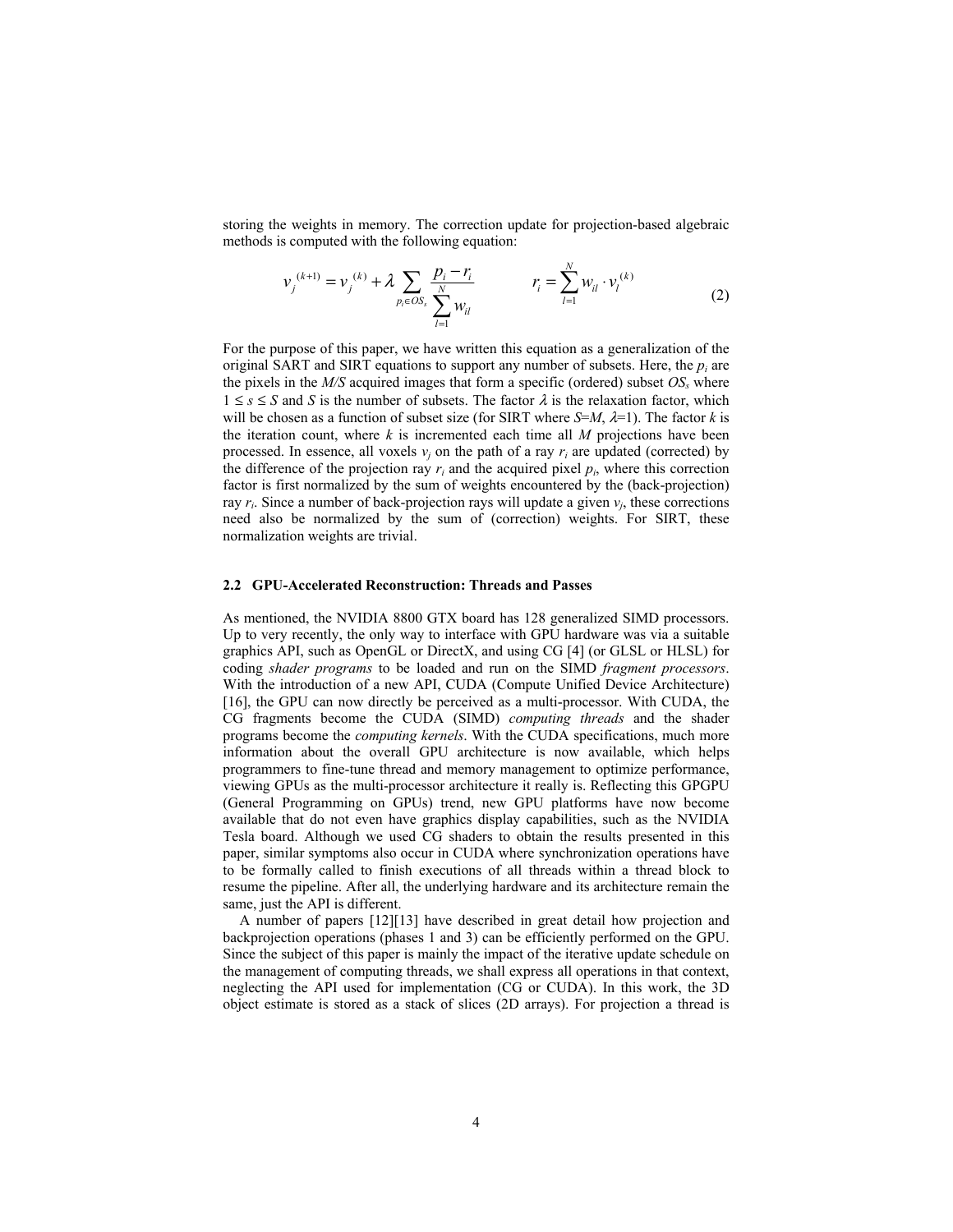storing the weights in memory. The correction update for projection-based algebraic methods is computed with the following equation:

$$v_j^{(k+1)} = v_j^{(k)} + \lambda \sum_{p_i \in OS_s} \frac{p_i - r_i}{\sum_{l=1}^{N} w_{il}} \qquad r_i = \sum_{l=1}^{N} w_{il} \cdot v_l^{(k)} \tag{2}$$

For the purpose of this paper, we have written this equation as a generalization of the original SART and SIRT equations to support any number of subsets. Here, the $p_i$ are the pixels in the $M/S$ acquired images that form a specific (ordered) subset $OS_s$ where $1 \leq s \leq S$ and $S$ is the number of subsets. The factor $\lambda$ is the relaxation factor, which will be chosen as a function of subset size (for SIRT where $S$=$M$, $\lambda$=1). The factor $k$ is the iteration count, where $k$ is incremented each time all $M$ projections have been processed. In essence, all voxels $v_j$ on the path of a ray $r_i$ are updated (corrected) by the difference of the projection ray $r_i$ and the acquired pixel $p_i$, where this correction factor is first normalized by the sum of weights encountered by the (back-projection) ray $r_i$. Since a number of back-projection rays will update a given $v_j$, these corrections need also be normalized by the sum of (correction) weights. For SIRT, these normalization weights are trivial.

### 2.2 GPU-Accelerated Reconstruction: Threads and Passes

As mentioned, the NVIDIA 8800 GTX board has 128 generalized SIMD processors. Up to very recently, the only way to interface with GPU hardware was via a suitable graphics API, such as OpenGL or DirectX, and using CG [4] (or GLSL or HLSL) for coding *shader programs* to be loaded and run on the SIMD *fragment processors*. With the introduction of a new API, CUDA (Compute Unified Device Architecture) [16], the GPU can now directly be perceived as a multi-processor. With CUDA, the CG fragments become the CUDA (SIMD) *computing threads* and the shader programs become the *computing kernels*. With the CUDA specifications, much more information about the overall GPU architecture is now available, which helps programmers to fine-tune thread and memory management to optimize performance, viewing GPUs as the multi-processor architecture it really is. Reflecting this GPGPU (General Programming on GPUs) trend, new GPU platforms have now become available that do not even have graphics display capabilities, such as the NVIDIA Tesla board. Although we used CG shaders to obtain the results presented in this paper, similar symptoms also occur in CUDA where synchronization operations have to be formally called to finish executions of all threads within a thread block to resume the pipeline. After all, the underlying hardware and its architecture remain the same, just the API is different.

A number of papers [12][13] have described in great detail how projection and backprojection operations (phases 1 and 3) can be efficiently performed on the GPU. Since the subject of this paper is mainly the impact of the iterative update schedule on the management of computing threads, we shall express all operations in that context, neglecting the API used for implementation (CG or CUDA). In this work, the 3D object estimate is stored as a stack of slices (2D arrays). For projection a thread is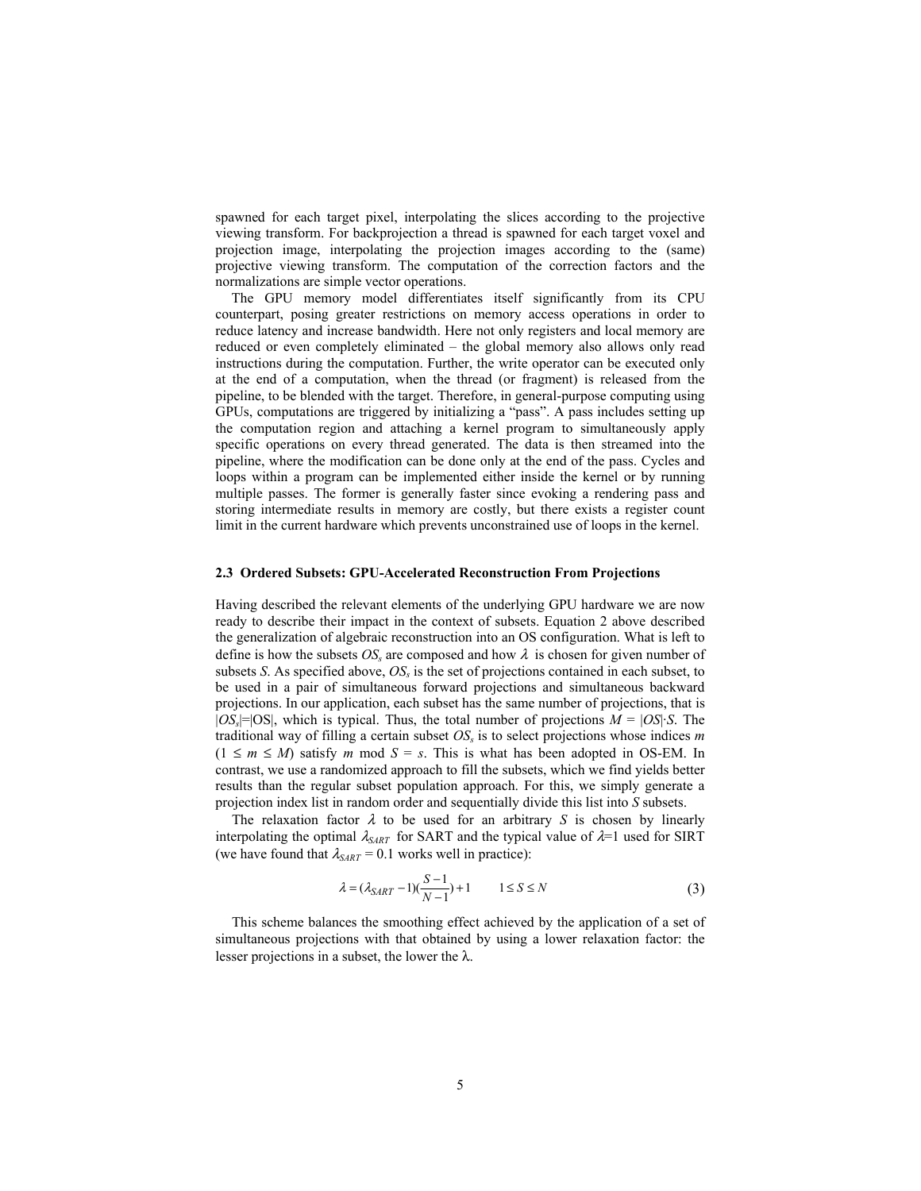spawned for each target pixel, interpolating the slices according to the projective viewing transform. For backprojection a thread is spawned for each target voxel and projection image, interpolating the projection images according to the (same) projective viewing transform. The computation of the correction factors and the normalizations are simple vector operations.

The GPU memory model differentiates itself significantly from its CPU counterpart, posing greater restrictions on memory access operations in order to reduce latency and increase bandwidth. Here not only registers and local memory are reduced or even completely eliminated – the global memory also allows only read instructions during the computation. Further, the write operator can be executed only at the end of a computation, when the thread (or fragment) is released from the pipeline, to be blended with the target. Therefore, in general-purpose computing using GPUs, computations are triggered by initializing a "pass". A pass includes setting up the computation region and attaching a kernel program to simultaneously apply specific operations on every thread generated. The data is then streamed into the pipeline, where the modification can be done only at the end of the pass. Cycles and loops within a program can be implemented either inside the kernel or by running multiple passes. The former is generally faster since evoking a rendering pass and storing intermediate results in memory are costly, but there exists a register count limit in the current hardware which prevents unconstrained use of loops in the kernel.

### 2.3 Ordered Subsets: GPU-Accelerated Reconstruction From Projections

Having described the relevant elements of the underlying GPU hardware we are now ready to describe their impact in the context of subsets. Equation 2 above described the generalization of algebraic reconstruction into an OS configuration. What is left to define is how the subsets $OS_s$ are composed and how $\lambda$ is chosen for given number of subsets $S$. As specified above, $OS_s$ is the set of projections contained in each subset, to be used in a pair of simultaneous forward projections and simultaneous backward projections. In our application, each subset has the same number of projections, that is $|OS_s|=|OS|$, which is typical. Thus, the total number of projections $M = |OS|\cdot S$. The traditional way of filling a certain subset $OS_s$ is to select projections whose indices $m$ ($1 \leq m \leq M$) satisfy $m \bmod S = s$. This is what has been adopted in OS-EM. In contrast, we use a randomized approach to fill the subsets, which we find yields better results than the regular subset population approach. For this, we simply generate a projection index list in random order and sequentially divide this list into $S$ subsets.

The relaxation factor $\lambda$ to be used for an arbitrary $S$ is chosen by linearly interpolating the optimal $\lambda_{SART}$ for SART and the typical value of $\lambda$=1 used for SIRT (we have found that $\lambda_{SART} = 0.1$ works well in practice):

$$\lambda = (\lambda_{SART} - 1)\left(\frac{S-1}{N-1}\right) + 1 \qquad 1 \leq S \leq N \tag{3}$$

This scheme balances the smoothing effect achieved by the application of a set of simultaneous projections with that obtained by using a lower relaxation factor: the lesser projections in a subset, the lower the $\lambda$.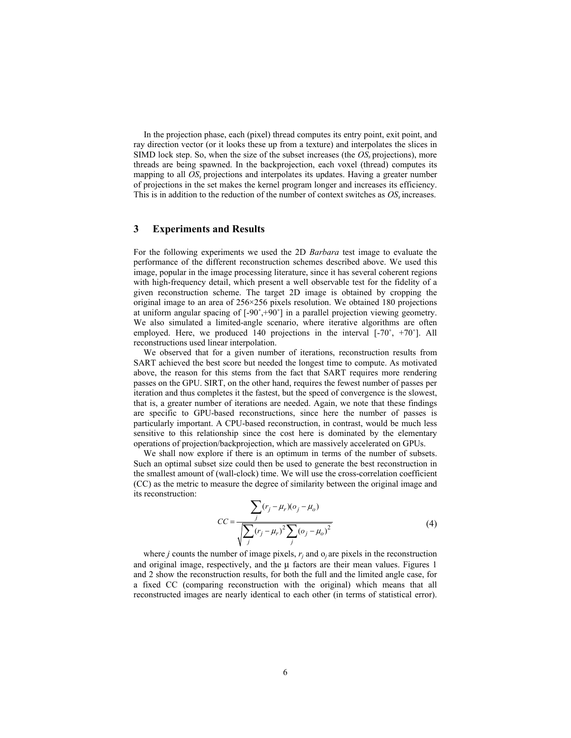In the projection phase, each (pixel) thread computes its entry point, exit point, and ray direction vector (or it looks these up from a texture) and interpolates the slices in SIMD lock step. So, when the size of the subset increases (the $OS_s$ projections), more threads are being spawned. In the backprojection, each voxel (thread) computes its mapping to all $OS_s$ projections and interpolates its updates. Having a greater number of projections in the set makes the kernel program longer and increases its efficiency. This is in addition to the reduction of the number of context switches as $OS_s$ increases.

## 3 Experiments and Results

For the following experiments we used the 2D *Barbara* test image to evaluate the performance of the different reconstruction schemes described above. We used this image, popular in the image processing literature, since it has several coherent regions with high-frequency detail, which present a well observable test for the fidelity of a given reconstruction scheme. The target 2D image is obtained by cropping the original image to an area of 256×256 pixels resolution. We obtained 180 projections at uniform angular spacing of [-90˚,+90˚] in a parallel projection viewing geometry. We also simulated a limited-angle scenario, where iterative algorithms are often employed. Here, we produced 140 projections in the interval [-70˚, +70˚]. All reconstructions used linear interpolation.

We observed that for a given number of iterations, reconstruction results from SART achieved the best score but needed the longest time to compute. As motivated above, the reason for this stems from the fact that SART requires more rendering passes on the GPU. SIRT, on the other hand, requires the fewest number of passes per iteration and thus completes it the fastest, but the speed of convergence is the slowest, that is, a greater number of iterations are needed. Again, we note that these findings are specific to GPU-based reconstructions, since here the number of passes is particularly important. A CPU-based reconstruction, in contrast, would be much less sensitive to this relationship since the cost here is dominated by the elementary operations of projection/backprojection, which are massively accelerated on GPUs.

We shall now explore if there is an optimum in terms of the number of subsets. Such an optimal subset size could then be used to generate the best reconstruction in the smallest amount of (wall-clock) time. We will use the cross-correlation coefficient (CC) as the metric to measure the degree of similarity between the original image and its reconstruction:

$$CC = \frac{\sum_j (r_j - \mu_r)(o_j - \mu_o)}{\sqrt{\sum_j (r_j - \mu_r)^2 \sum_j (o_j - \mu_o)^2}} \tag{4}$$

where $j$ counts the number of image pixels, $r_j$ and $o_j$ are pixels in the reconstruction and original image, respectively, and the $\mu$ factors are their mean values. Figures 1 and 2 show the reconstruction results, for both the full and the limited angle case, for a fixed CC (comparing reconstruction with the original) which means that all reconstructed images are nearly identical to each other (in terms of statistical error).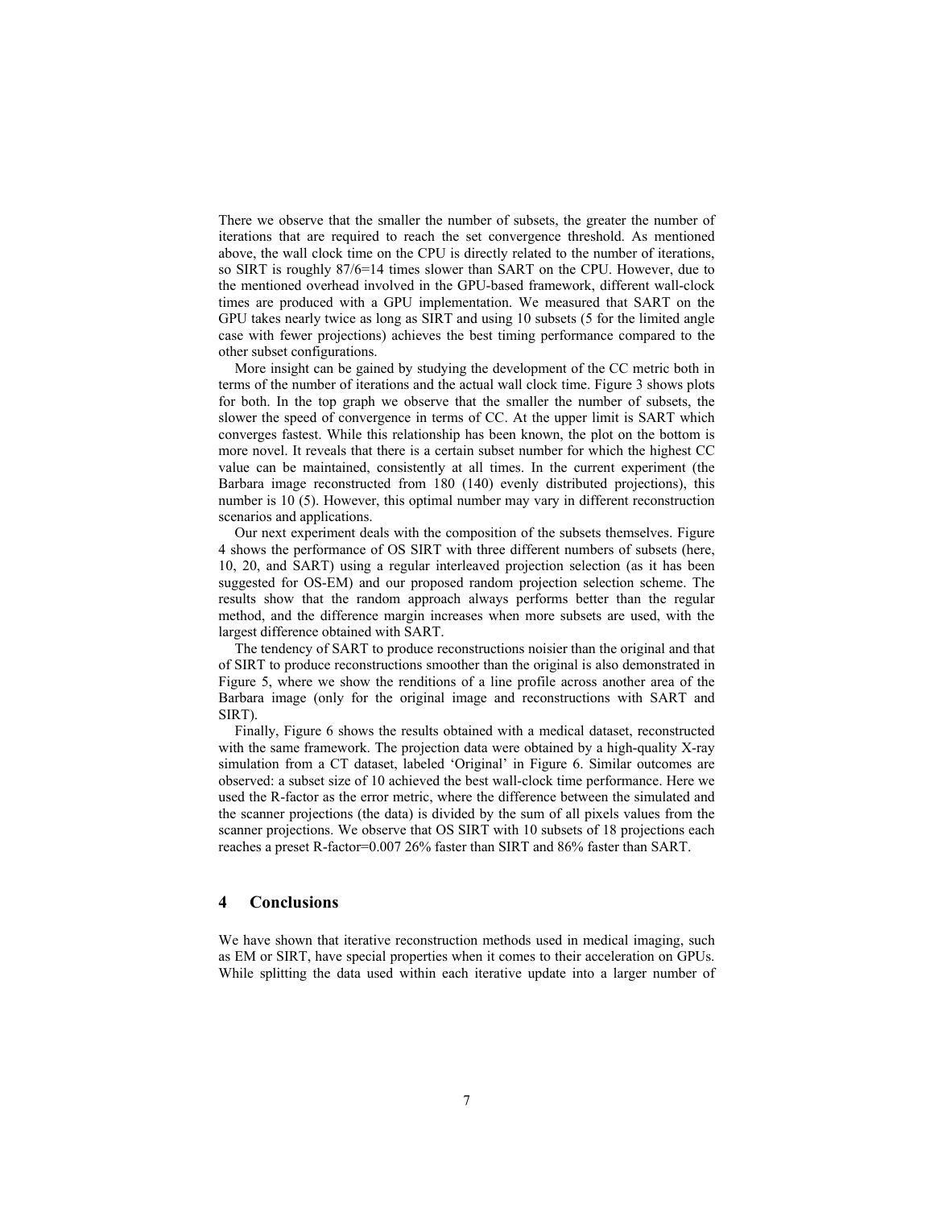There we observe that the smaller the number of subsets, the greater the number of iterations that are required to reach the set convergence threshold. As mentioned above, the wall clock time on the CPU is directly related to the number of iterations, so SIRT is roughly 87/6=14 times slower than SART on the CPU. However, due to the mentioned overhead involved in the GPU-based framework, different wall-clock times are produced with a GPU implementation. We measured that SART on the GPU takes nearly twice as long as SIRT and using 10 subsets (5 for the limited angle case with fewer projections) achieves the best timing performance compared to the other subset configurations.

More insight can be gained by studying the development of the CC metric both in terms of the number of iterations and the actual wall clock time. Figure 3 shows plots for both. In the top graph we observe that the smaller the number of subsets, the slower the speed of convergence in terms of CC. At the upper limit is SART which converges fastest. While this relationship has been known, the plot on the bottom is more novel. It reveals that there is a certain subset number for which the highest CC value can be maintained, consistently at all times. In the current experiment (the Barbara image reconstructed from 180 (140) evenly distributed projections), this number is 10 (5). However, this optimal number may vary in different reconstruction scenarios and applications.

Our next experiment deals with the composition of the subsets themselves. Figure 4 shows the performance of OS SIRT with three different numbers of subsets (here, 10, 20, and SART) using a regular interleaved projection selection (as it has been suggested for OS-EM) and our proposed random projection selection scheme. The results show that the random approach always performs better than the regular method, and the difference margin increases when more subsets are used, with the largest difference obtained with SART.

The tendency of SART to produce reconstructions noisier than the original and that of SIRT to produce reconstructions smoother than the original is also demonstrated in Figure 5, where we show the renditions of a line profile across another area of the Barbara image (only for the original image and reconstructions with SART and SIRT).

Finally, Figure 6 shows the results obtained with a medical dataset, reconstructed with the same framework. The projection data were obtained by a high-quality X-ray simulation from a CT dataset, labeled 'Original' in Figure 6. Similar outcomes are observed: a subset size of 10 achieved the best wall-clock time performance. Here we used the R-factor as the error metric, where the difference between the simulated and the scanner projections (the data) is divided by the sum of all pixels values from the scanner projections. We observe that OS SIRT with 10 subsets of 18 projections each reaches a preset R-factor=0.007 26% faster than SIRT and 86% faster than SART.

## 4 Conclusions

We have shown that iterative reconstruction methods used in medical imaging, such as EM or SIRT, have special properties when it comes to their acceleration on GPUs. While splitting the data used within each iterative update into a larger number of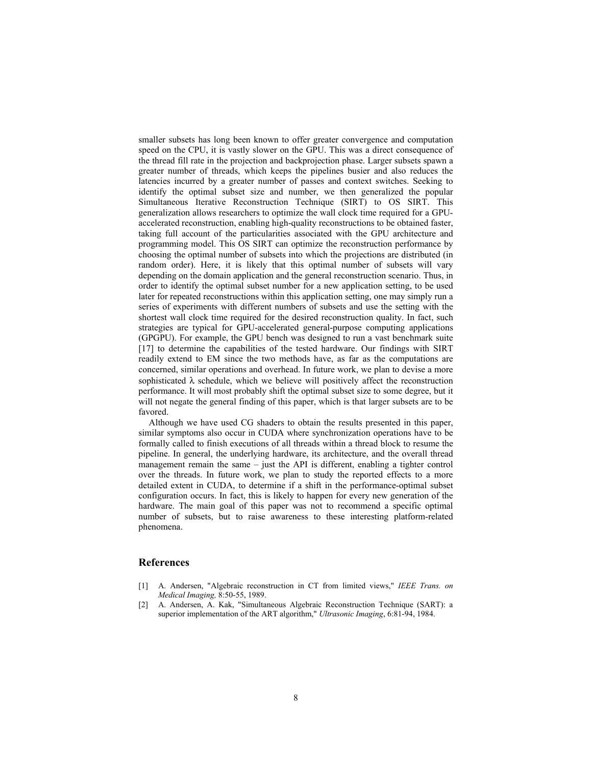smaller subsets has long been known to offer greater convergence and computation speed on the CPU, it is vastly slower on the GPU. This was a direct consequence of the thread fill rate in the projection and backprojection phase. Larger subsets spawn a greater number of threads, which keeps the pipelines busier and also reduces the latencies incurred by a greater number of passes and context switches. Seeking to identify the optimal subset size and number, we then generalized the popular Simultaneous Iterative Reconstruction Technique (SIRT) to OS SIRT. This generalization allows researchers to optimize the wall clock time required for a GPU-accelerated reconstruction, enabling high-quality reconstructions to be obtained faster, taking full account of the particularities associated with the GPU architecture and programming model. This OS SIRT can optimize the reconstruction performance by choosing the optimal number of subsets into which the projections are distributed (in random order). Here, it is likely that this optimal number of subsets will vary depending on the domain application and the general reconstruction scenario. Thus, in order to identify the optimal subset number for a new application setting, to be used later for repeated reconstructions within this application setting, one may simply run a series of experiments with different numbers of subsets and use the setting with the shortest wall clock time required for the desired reconstruction quality. In fact, such strategies are typical for GPU-accelerated general-purpose computing applications (GPGPU). For example, the GPU bench was designed to run a vast benchmark suite [17] to determine the capabilities of the tested hardware. Our findings with SIRT readily extend to EM since the two methods have, as far as the computations are concerned, similar operations and overhead. In future work, we plan to devise a more sophisticated $\lambda$ schedule, which we believe will positively affect the reconstruction performance. It will most probably shift the optimal subset size to some degree, but it will not negate the general finding of this paper, which is that larger subsets are to be favored.

Although we have used CG shaders to obtain the results presented in this paper, similar symptoms also occur in CUDA where synchronization operations have to be formally called to finish executions of all threads within a thread block to resume the pipeline. In general, the underlying hardware, its architecture, and the overall thread management remain the same – just the API is different, enabling a tighter control over the threads. In future work, we plan to study the reported effects to a more detailed extent in CUDA, to determine if a shift in the performance-optimal subset configuration occurs. In fact, this is likely to happen for every new generation of the hardware. The main goal of this paper was not to recommend a specific optimal number of subsets, but to raise awareness to these interesting platform-related phenomena.

## References

[1] A. Andersen, "Algebraic reconstruction in CT from limited views," *IEEE Trans. on Medical Imaging,* 8:50-55, 1989.

[2] A. Andersen, A. Kak, "Simultaneous Algebraic Reconstruction Technique (SART): a superior implementation of the ART algorithm," *Ultrasonic Imaging*, 6:81-94, 1984.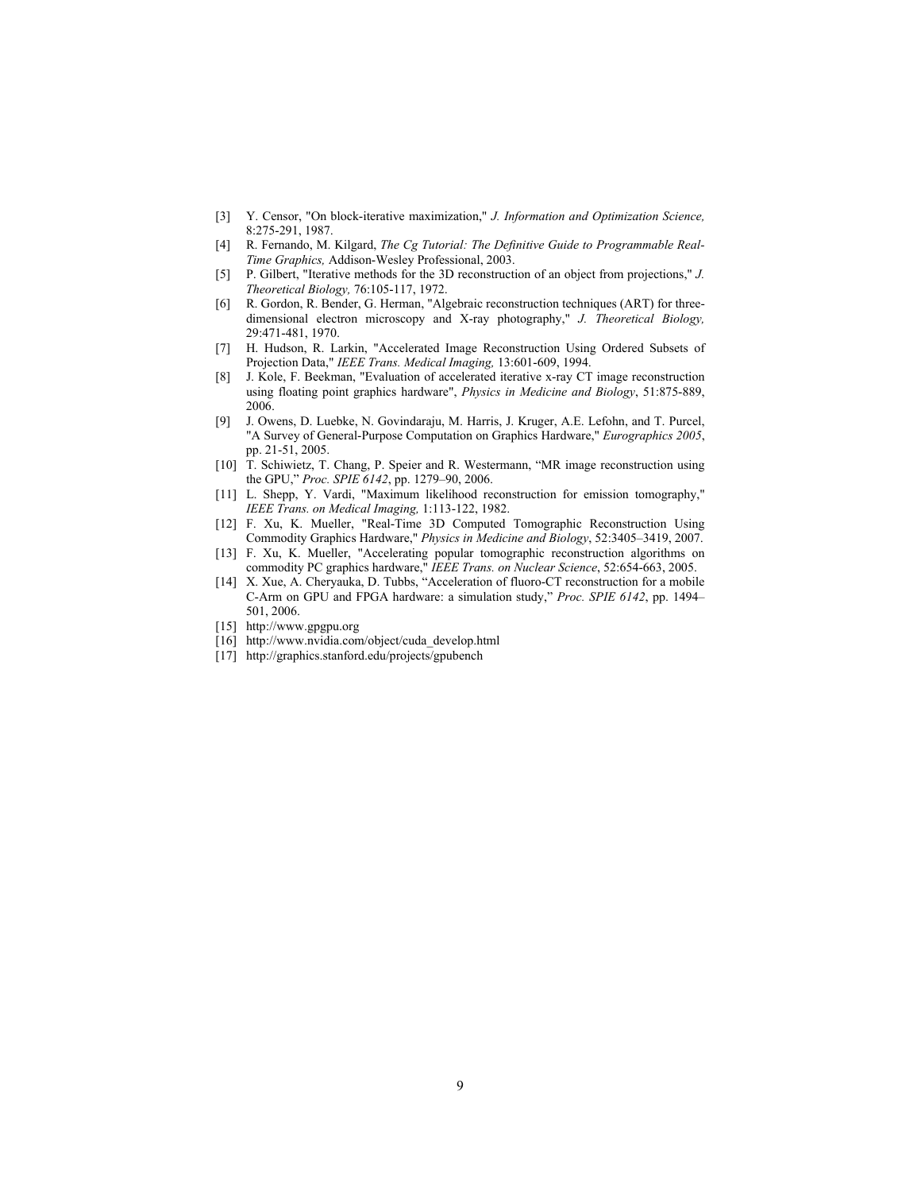[3] Y. Censor, "On block-iterative maximization," *J. Information and Optimization Science,* 8:275-291, 1987.

[4] R. Fernando, M. Kilgard, *The Cg Tutorial: The Definitive Guide to Programmable Real-Time Graphics,* Addison-Wesley Professional, 2003.

[5] P. Gilbert, "Iterative methods for the 3D reconstruction of an object from projections," *J. Theoretical Biology,* 76:105-117, 1972.

[6] R. Gordon, R. Bender, G. Herman, "Algebraic reconstruction techniques (ART) for three-dimensional electron microscopy and X-ray photography," *J. Theoretical Biology,* 29:471-481, 1970.

[7] H. Hudson, R. Larkin, "Accelerated Image Reconstruction Using Ordered Subsets of Projection Data," *IEEE Trans. Medical Imaging,* 13:601-609, 1994.

[8] J. Kole, F. Beekman, "Evaluation of accelerated iterative x-ray CT image reconstruction using floating point graphics hardware", *Physics in Medicine and Biology*, 51:875-889, 2006.

[9] J. Owens, D. Luebke, N. Govindaraju, M. Harris, J. Kruger, A.E. Lefohn, and T. Purcel, "A Survey of General-Purpose Computation on Graphics Hardware," *Eurographics 2005*, pp. 21-51, 2005.

[10] T. Schiwietz, T. Chang, P. Speier and R. Westermann, "MR image reconstruction using the GPU," *Proc. SPIE 6142*, pp. 1279–90, 2006.

[11] L. Shepp, Y. Vardi, "Maximum likelihood reconstruction for emission tomography," *IEEE Trans. on Medical Imaging,* 1:113-122, 1982.

[12] F. Xu, K. Mueller, "Real-Time 3D Computed Tomographic Reconstruction Using Commodity Graphics Hardware," *Physics in Medicine and Biology*, 52:3405–3419, 2007.

[13] F. Xu, K. Mueller, "Accelerating popular tomographic reconstruction algorithms on commodity PC graphics hardware," *IEEE Trans. on Nuclear Science*, 52:654-663, 2005.

[14] X. Xue, A. Cheryauka, D. Tubbs, "Acceleration of fluoro-CT reconstruction for a mobile C-Arm on GPU and FPGA hardware: a simulation study," *Proc. SPIE 6142*, pp. 1494–501, 2006.

[15] http://www.gpgpu.org

[16] http://www.nvidia.com/object/cuda_develop.html

[17] http://graphics.stanford.edu/projects/gpubench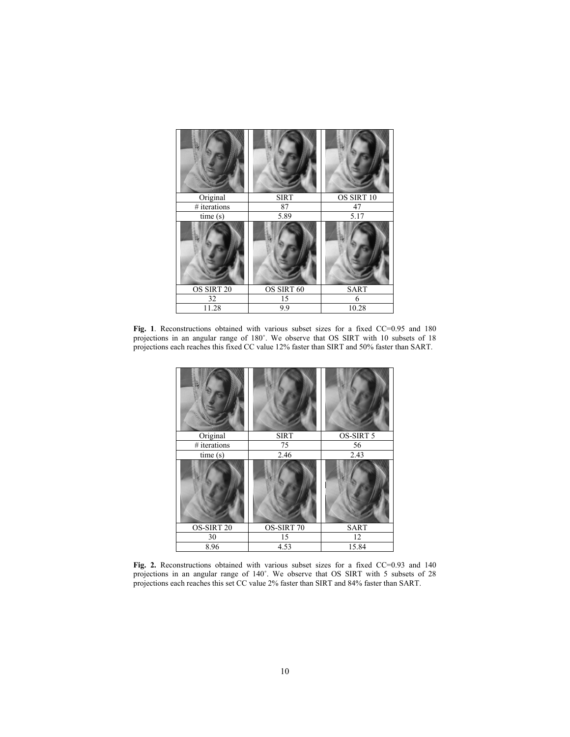| Original | SIRT | OS SIRT 10 |
| --- | --- | --- |
| # iterations | 87 | 47 |
| time (s) | 5.89 | 5.17 |
| OS SIRT 20 | OS SIRT 60 | SART |
| 32 | 15 | 6 |
| 11.28 | 9.9 | 10.28 |

**Fig. 1**. Reconstructions obtained with various subset sizes for a fixed CC=0.95 and 180 projections in an angular range of 180˚. We observe that OS SIRT with 10 subsets of 18 projections each reaches this fixed CC value 12% faster than SIRT and 50% faster than SART.

| Original | SIRT | OS-SIRT 5 |
| --- | --- | --- |
| # iterations | 75 | 56 |
| time (s) | 2.46 | 2.43 |
| OS-SIRT 20 | OS-SIRT 70 | SART |
| 30 | 15 | 12 |
| 8.96 | 4.53 | 15.84 |

**Fig. 2.** Reconstructions obtained with various subset sizes for a fixed CC=0.93 and 140 projections in an angular range of 140˚. We observe that OS SIRT with 5 subsets of 28 projections each reaches this set CC value 2% faster than SIRT and 84% faster than SART.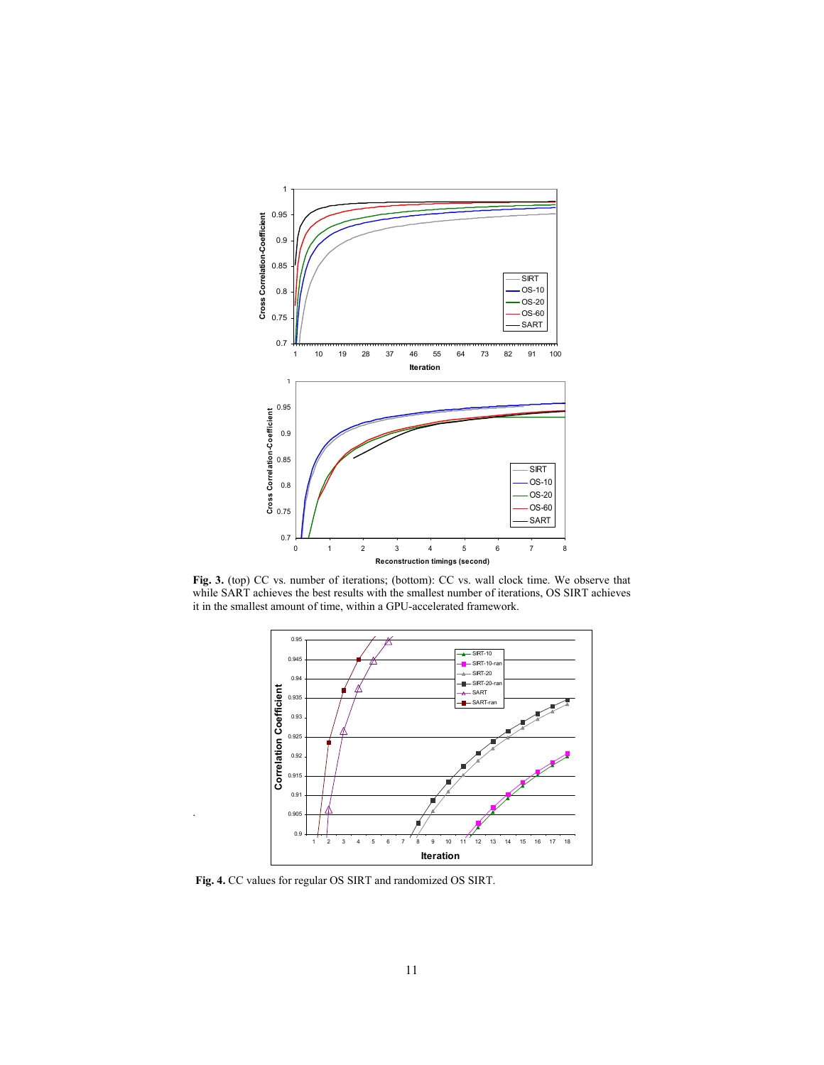**Fig. 3.** (top) CC vs. number of iterations; (bottom): CC vs. wall clock time. We observe that while SART achieves the best results with the smallest number of iterations, OS SIRT achieves it in the smallest amount of time, within a GPU-accelerated framework.

**Fig. 4.** CC values for regular OS SIRT and randomized OS SIRT.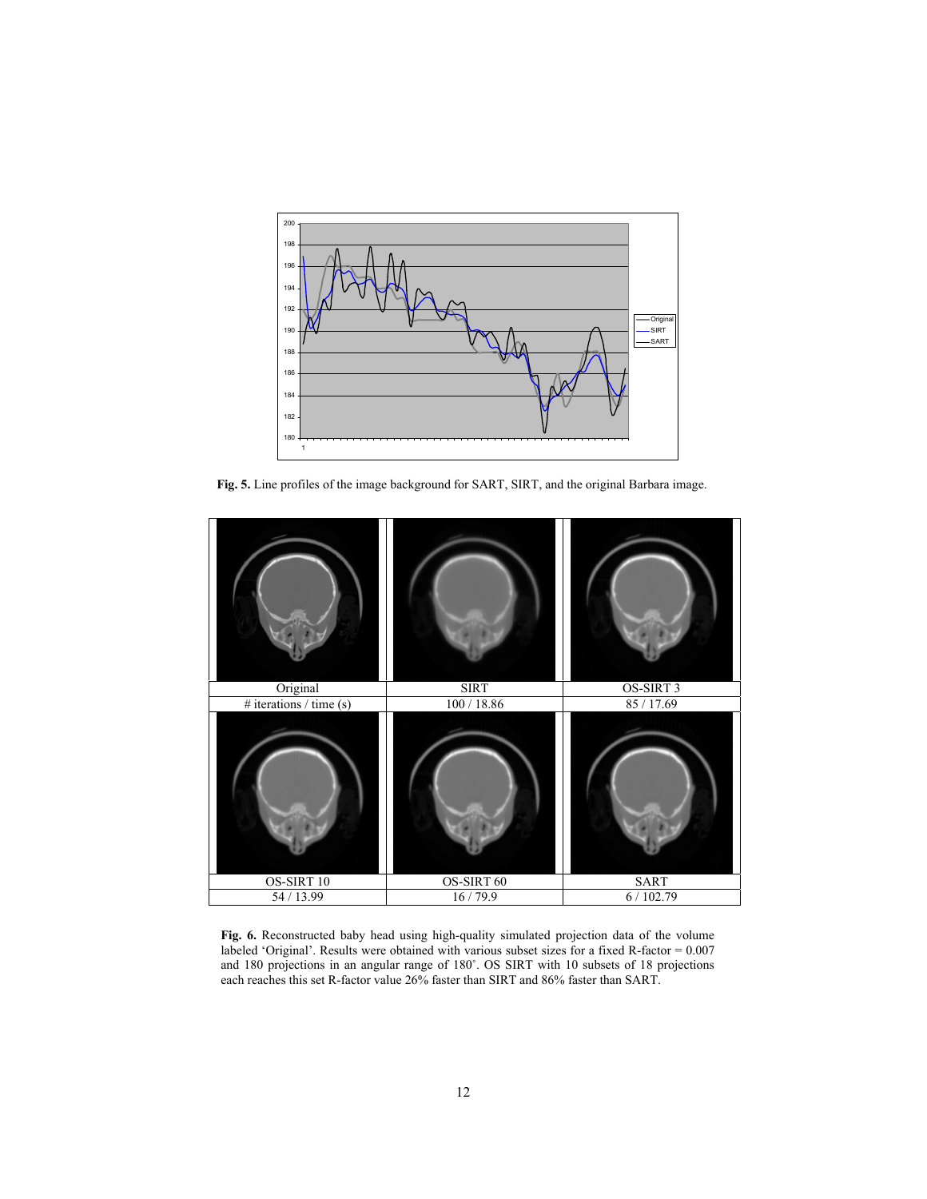200
198
196
194
192
190
188
186
184
182
180
1

Original
SIRT
SART

**Fig. 5.** Line profiles of the image background for SART, SIRT, and the original Barbara image.

| Original | SIRT | OS-SIRT 3 |
|---|---|---|
| # iterations / time (s) | 100 / 18.86 | 85 / 17.69 |
| OS-SIRT 10 | OS-SIRT 60 | SART |
| 54 / 13.99 | 16 / 79.9 | 6 / 102.79 |

**Fig. 6.** Reconstructed baby head using high-quality simulated projection data of the volume labeled 'Original'. Results were obtained with various subset sizes for a fixed R-factor = 0.007 and 180 projections in an angular range of 180˚. OS SIRT with 10 subsets of 18 projections each reaches this set R-factor value 26% faster than SIRT and 86% faster than SART.